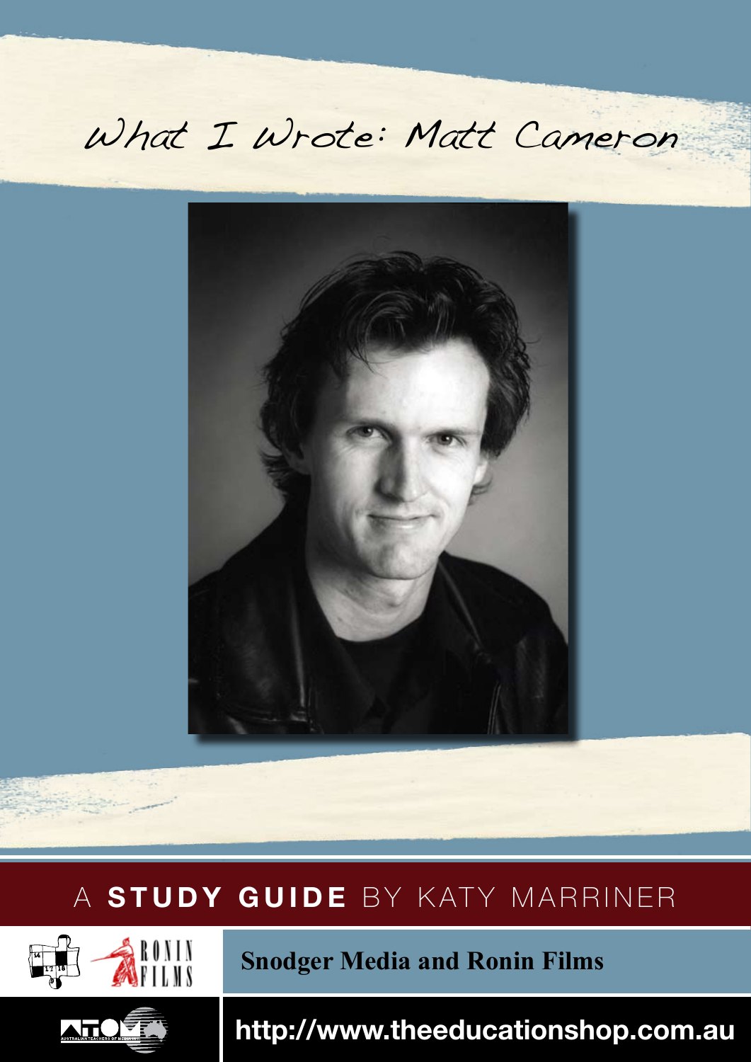# What I Wrote: Matt Cameron

## A STUDY GUIDE BY KATY MARRINER

**Snodger Media and Ronin Films**

**http://www.theeducationshop.com.au**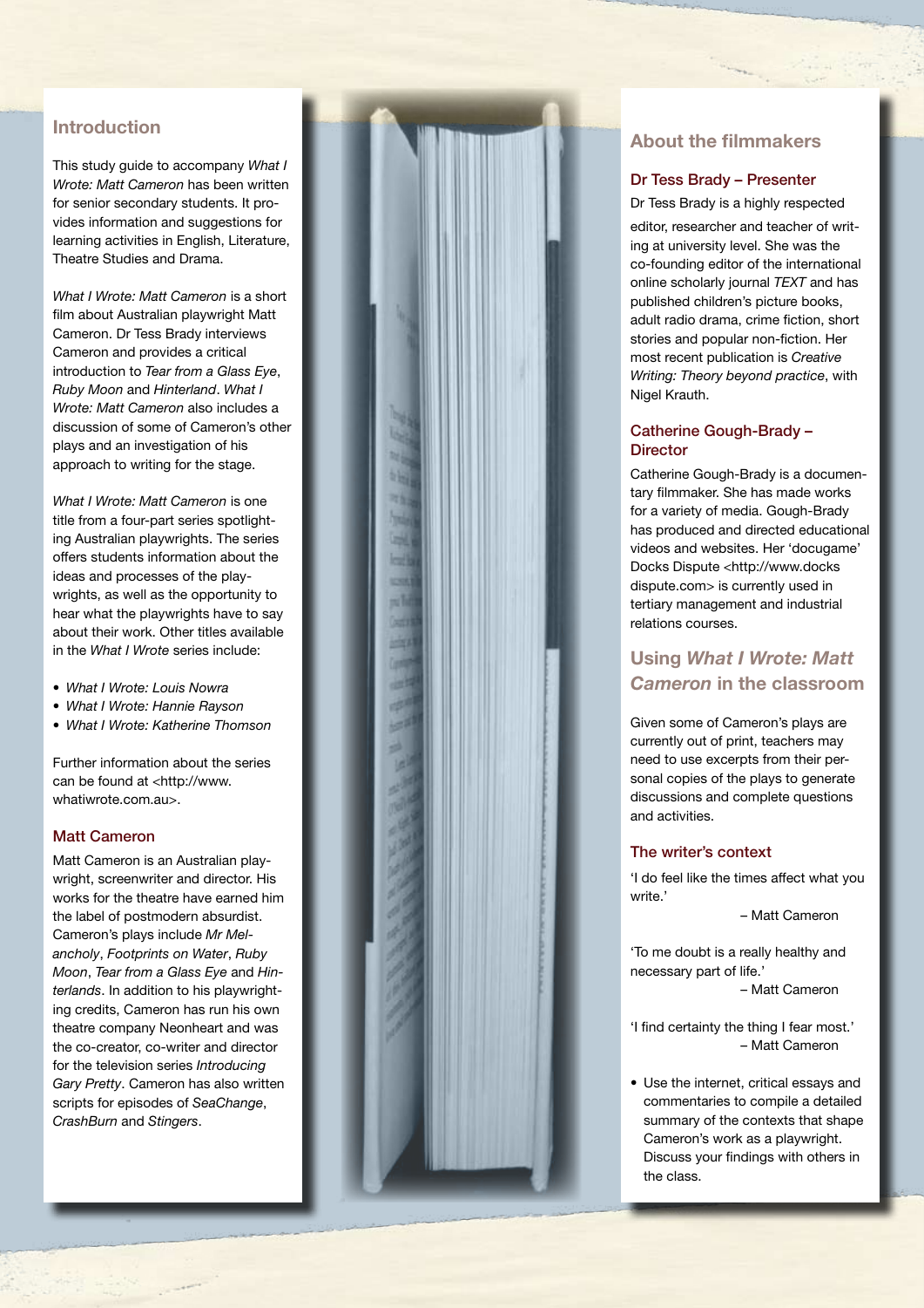## Introduction

This study guide to accompany *What I Wrote: Matt Cameron* has been written for senior secondary students. It provides information and suggestions for learning activities in English, Literature, Theatre Studies and Drama.

*What I Wrote: Matt Cameron* is a short film about Australian playwright Matt Cameron. Dr Tess Brady interviews Cameron and provides a critical introduction to *Tear from a Glass Eye*, *Ruby Moon* and *Hinterland*. *What I Wrote: Matt Cameron* also includes a discussion of some of Cameron's other plays and an investigation of his approach to writing for the stage.

*What I Wrote: Matt Cameron* is one title from a four-part series spotlighting Australian playwrights. The series offers students information about the ideas and processes of the playwrights, as well as the opportunity to hear what the playwrights have to say about their work. Other titles available in the *What I Wrote* series include:

- *What I Wrote: Louis Nowra*
- *What I Wrote: Hannie Rayson*
- *What I Wrote: Katherine Thomson*

Further information about the series can be found at <http://www.whatiwrote.com.au>.

### Matt Cameron

Matt Cameron is an Australian playwright, screenwriter and director. His works for the theatre have earned him the label of postmodern absurdist. Cameron's plays include *Mr Melancholy*, *Footprints on Water*, *Ruby Moon*, *Tear from a Glass Eye* and *Hinterlands*. In addition to his playwrighting credits, Cameron has run his own theatre company Neonheart and was the co-creator, co-writer and director for the television series *Introducing Gary Pretty*. Cameron has also written scripts for episodes of *SeaChange*, *CrashBurn* and *Stingers*.

## About the filmmakers

### Dr Tess Brady – Presenter

Dr Tess Brady is a highly respected editor, researcher and teacher of writing at university level. She was the co-founding editor of the international online scholarly journal *TEXT* and has published children's picture books, adult radio drama, crime fiction, short stories and popular non-fiction. Her most recent publication is *Creative Writing: Theory beyond practice*, with Nigel Krauth.

### Catherine Gough-Brady – Director

Catherine Gough-Brady is a documentary filmmaker. She has made works for a variety of media. Gough-Brady has produced and directed educational videos and websites. Her 'docugame' Docks Dispute <http://www.docksdispute.com> is currently used in tertiary management and industrial relations courses.

## Using *What I Wrote: Matt Cameron* in the classroom

Given some of Cameron's plays are currently out of print, teachers may need to use excerpts from their personal copies of the plays to generate discussions and complete questions and activities.

### The writer's context

'I do feel like the times affect what you write.'

– Matt Cameron

'To me doubt is a really healthy and necessary part of life.'

– Matt Cameron

'I find certainty the thing I fear most.'

– Matt Cameron

- Use the internet, critical essays and commentaries to compile a detailed summary of the contexts that shape Cameron's work as a playwright. Discuss your findings with others in the class.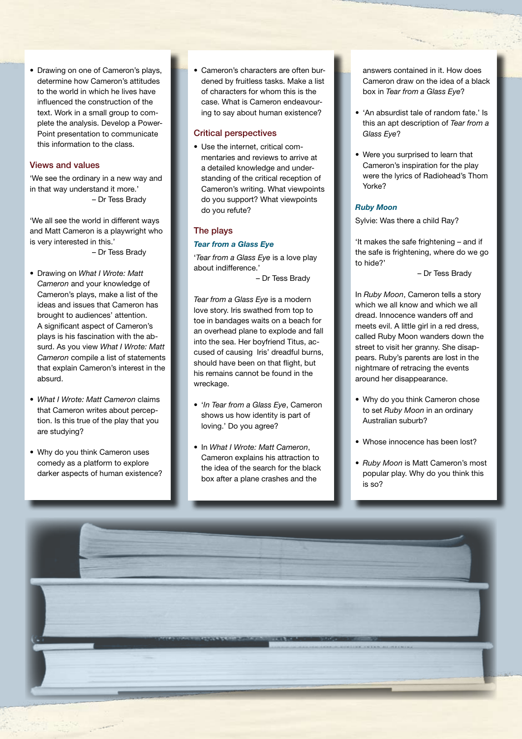- Drawing on one of Cameron's plays, determine how Cameron's attitudes to the world in which he lives have influenced the construction of the text. Work in a small group to complete the analysis. Develop a PowerPoint presentation to communicate this information to the class.

## Views and values

'We see the ordinary in a new way and in that way understand it more.'
– Dr Tess Brady

'We all see the world in different ways and Matt Cameron is a playwright who is very interested in this.'
– Dr Tess Brady

- Drawing on *What I Wrote: Matt Cameron* and your knowledge of Cameron's plays, make a list of the ideas and issues that Cameron has brought to audiences' attention. A significant aspect of Cameron's plays is his fascination with the absurd. As you view *What I Wrote: Matt Cameron* compile a list of statements that explain Cameron's interest in the absurd.
- *What I Wrote: Matt Cameron* claims that Cameron writes about perception. Is this true of the play that you are studying?
- Why do you think Cameron uses comedy as a platform to explore darker aspects of human existence?
- Cameron's characters are often burdened by fruitless tasks. Make a list of characters for whom this is the case. What is Cameron endeavouring to say about human existence?

## Critical perspectives

- Use the internet, critical commentaries and reviews to arrive at a detailed knowledge and understanding of the critical reception of Cameron's writing. What viewpoints do you support? What viewpoints do you refute?

## The plays

### *Tear from a Glass Eye*

'*Tear from a Glass Eye* is a love play about indifference.'
– Dr Tess Brady

*Tear from a Glass Eye* is a modern love story. Iris swathed from top to toe in bandages waits on a beach for an overhead plane to explode and fall into the sea. Her boyfriend Titus, accused of causing Iris' dreadful burns, should have been on that flight, but his remains cannot be found in the wreckage.

- '*In Tear from a Glass Eye*, Cameron shows us how identity is part of loving.' Do you agree?
- In *What I Wrote: Matt Cameron*, Cameron explains his attraction to the idea of the search for the black box after a plane crashes and the answers contained in it. How does Cameron draw on the idea of a black box in *Tear from a Glass Eye*?
- 'An absurdist tale of random fate.' Is this an apt description of *Tear from a Glass Eye*?
- Were you surprised to learn that Cameron's inspiration for the play were the lyrics of Radiohead's Thom Yorke?

### *Ruby Moon*

Sylvie: Was there a child Ray?

'It makes the safe frightening – and if the safe is frightening, where do we go to hide?'
– Dr Tess Brady

In *Ruby Moon*, Cameron tells a story which we all know and which we all dread. Innocence wanders off and meets evil. A little girl in a red dress, called Ruby Moon wanders down the street to visit her granny. She disappears. Ruby's parents are lost in the nightmare of retracing the events around her disappearance.

- Why do you think Cameron chose to set *Ruby Moon* in an ordinary Australian suburb?
- Whose innocence has been lost?
- *Ruby Moon* is Matt Cameron's most popular play. Why do you think this is so?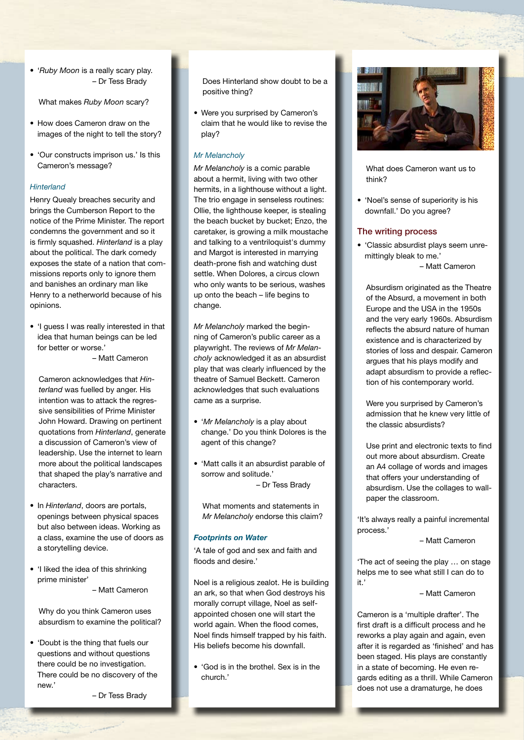- '*Ruby Moon* is a really scary play.
  – Dr Tess Brady

  What makes *Ruby Moon* scary?

- How does Cameron draw on the images of the night to tell the story?

- 'Our constructs imprison us.' Is this Cameron's message?

### *Hinterland*

Henry Quealy breaches security and brings the Cumberson Report to the notice of the Prime Minister. The report condemns the government and so it is firmly squashed. *Hinterland* is a play about the political. The dark comedy exposes the state of a nation that commissions reports only to ignore them and banishes an ordinary man like Henry to a netherworld because of his opinions.

- 'I guess I was really interested in that idea that human beings can be led for better or worse.'
  – Matt Cameron

  Cameron acknowledges that *Hinterland* was fuelled by anger. His intention was to attack the regressive sensibilities of Prime Minister John Howard. Drawing on pertinent quotations from *Hinterland*, generate a discussion of Cameron's view of leadership. Use the internet to learn more about the political landscapes that shaped the play's narrative and characters.

- In *Hinterland*, doors are portals, openings between physical spaces but also between ideas. Working as a class, examine the use of doors as a storytelling device.

- 'I liked the idea of this shrinking prime minister'
  – Matt Cameron

  Why do you think Cameron uses absurdism to examine the political?

- 'Doubt is the thing that fuels our questions and without questions there could be no investigation. There could be no discovery of the new.'
  – Dr Tess Brady

  Does Hinterland show doubt to be a positive thing?

- Were you surprised by Cameron's claim that he would like to revise the play?

### *Mr Melancholy*

*Mr Melancholy* is a comic parable about a hermit, living with two other hermits, in a lighthouse without a light. The trio engage in senseless routines: Ollie, the lighthouse keeper, is stealing the beach bucket by bucket; Enzo, the caretaker, is growing a milk moustache and talking to a ventriloquist's dummy and Margot is interested in marrying death-prone fish and watching dust settle. When Dolores, a circus clown who only wants to be serious, washes up onto the beach – life begins to change.

*Mr Melancholy* marked the beginning of Cameron's public career as a playwright. The reviews of *Mr Melancholy* acknowledged it as an absurdist play that was clearly influenced by the theatre of Samuel Beckett. Cameron acknowledges that such evaluations came as a surprise.

- '*Mr Melancholy* is a play about change.' Do you think Dolores is the agent of this change?

- 'Matt calls it an absurdist parable of sorrow and solitude.'
  – Dr Tess Brady

  What moments and statements in *Mr Melancholy* endorse this claim?

### *Footprints on Water*

'A tale of god and sex and faith and floods and desire.'

Noel is a religious zealot. He is building an ark, so that when God destroys his morally corrupt village, Noel as self-appointed chosen one will start the world again. When the flood comes, Noel finds himself trapped by his faith. His beliefs become his downfall.

- 'God is in the brothel. Sex is in the church.'

  What does Cameron want us to think?

- 'Noel's sense of superiority is his downfall.' Do you agree?

## The writing process

- 'Classic absurdist plays seem unremittingly bleak to me.'
  – Matt Cameron

  Absurdism originated as the Theatre of the Absurd, a movement in both Europe and the USA in the 1950s and the very early 1960s. Absurdism reflects the absurd nature of human existence and is characterized by stories of loss and despair. Cameron argues that his plays modify and adapt absurdism to provide a reflection of his contemporary world.

  Were you surprised by Cameron's admission that he knew very little of the classic absurdists?

  Use print and electronic texts to find out more about absurdism. Create an A4 collage of words and images that offers your understanding of absurdism. Use the collages to wallpaper the classroom.

'It's always really a painful incremental process.'
– Matt Cameron

'The act of seeing the play … on stage helps me to see what still I can do to it.'
– Matt Cameron

Cameron is a 'multiple drafter'. The first draft is a difficult process and he reworks a play again and again, even after it is regarded as 'finished' and has been staged. His plays are constantly in a state of becoming. He even regards editing as a thrill. While Cameron does not use a dramaturge, he does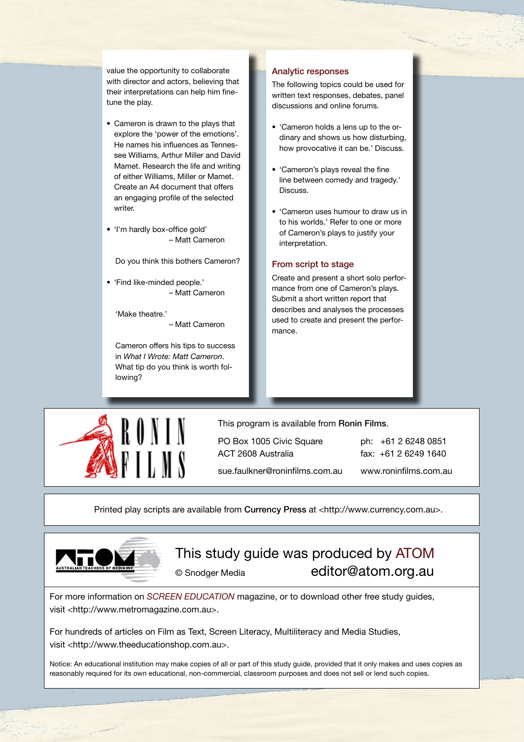value the opportunity to collaborate with director and actors, believing that their interpretations can help him fine-tune the play.

- Cameron is drawn to the plays that explore the 'power of the emotions'. He names his influences as Tennessee Williams, Arthur Miller and David Mamet. Research the life and writing of either Williams, Miller or Mamet. Create an A4 document that offers an engaging profile of the selected writer.

- 'I'm hardly box-office gold'
  – Matt Cameron

  Do you think this bothers Cameron?

- 'Find like-minded people.'
  – Matt Cameron

  'Make theatre.'
  – Matt Cameron

  Cameron offers his tips to success in *What I Wrote: Matt Cameron*. What tip do you think is worth following?

### Analytic responses

The following topics could be used for written text responses, debates, panel discussions and online forums.

- 'Cameron holds a lens up to the ordinary and shows us how disturbing, how provocative it can be.' Discuss.

- 'Cameron's plays reveal the fine line between comedy and tragedy.' Discuss.

- 'Cameron uses humour to draw us in to his worlds.' Refer to one or more of Cameron's plays to justify your interpretation.

### From script to stage

Create and present a short solo performance from one of Cameron's plays. Submit a short written report that describes and analyses the processes used to create and present the performance.

---

RONIN FILMS

This program is available from **Ronin Films**.

PO Box 1005 Civic Square
ACT 2608 Australia

ph: +61 2 6248 0851
fax: +61 2 6249 1640

sue.faulkner@roninfilms.com.au

www.roninfilms.com.au

---

Printed play scripts are available from **Currency Press** at <http://www.currency.com.au>.

---

ATOM — AUSTRALIAN TEACHERS OF MEDIA INC.

This study guide was produced by ATOM

© Snodger Media

editor@atom.org.au

For more information on *SCREEN EDUCATION* magazine, or to download other free study guides, visit <http://www.metromagazine.com.au>.

For hundreds of articles on Film as Text, Screen Literacy, Multiliteracy and Media Studies, visit <http://www.theeducationshop.com.au>.

Notice: An educational institution may make copies of all or part of this study guide, provided that it only makes and uses copies as reasonably required for its own educational, non-commercial, classroom purposes and does not sell or lend such copies.